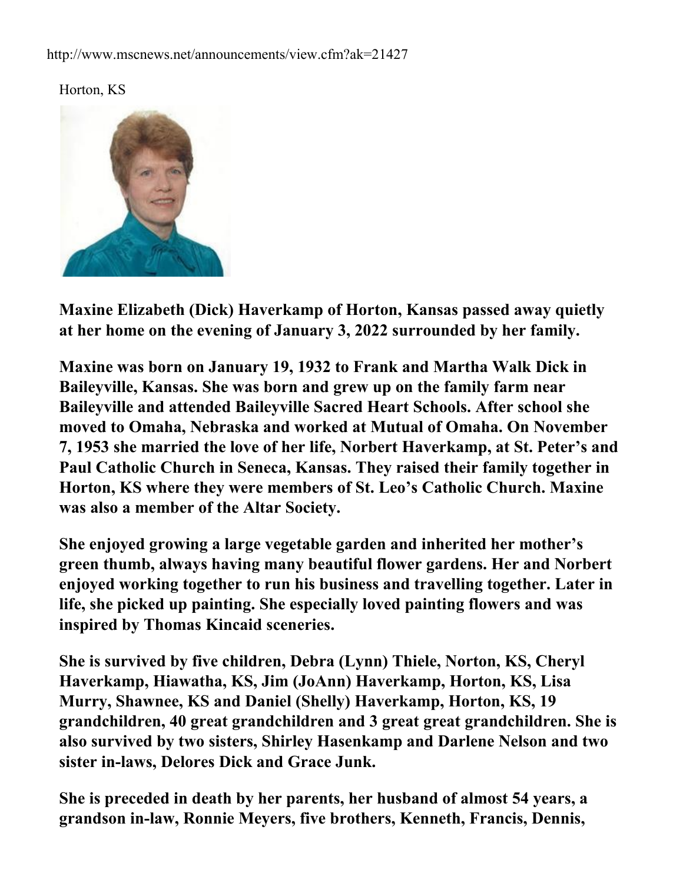http://www.mscnews.net/announcements/view.cfm?ak=21427

Horton, KS

**Maxine Elizabeth (Dick) Haverkamp of Horton, Kansas passed away quietly at her home on the evening of January 3, 2022 surrounded by her family.**

**Maxine was born on January 19, 1932 to Frank and Martha Walk Dick in Baileyville, Kansas. She was born and grew up on the family farm near Baileyville and attended Baileyville Sacred Heart Schools. After school she moved to Omaha, Nebraska and worked at Mutual of Omaha. On November 7, 1953 she married the love of her life, Norbert Haverkamp, at St. Peter's and Paul Catholic Church in Seneca, Kansas. They raised their family together in Horton, KS where they were members of St. Leo's Catholic Church. Maxine was also a member of the Altar Society.**

**She enjoyed growing a large vegetable garden and inherited her mother's green thumb, always having many beautiful flower gardens. Her and Norbert enjoyed working together to run his business and travelling together. Later in life, she picked up painting. She especially loved painting flowers and was inspired by Thomas Kincaid sceneries.**

**She is survived by five children, Debra (Lynn) Thiele, Norton, KS, Cheryl Haverkamp, Hiawatha, KS, Jim (JoAnn) Haverkamp, Horton, KS, Lisa Murry, Shawnee, KS and Daniel (Shelly) Haverkamp, Horton, KS, 19 grandchildren, 40 great grandchildren and 3 great great grandchildren. She is also survived by two sisters, Shirley Hasenkamp and Darlene Nelson and two sister in-laws, Delores Dick and Grace Junk.**

**She is preceded in death by her parents, her husband of almost 54 years, a grandson in-law, Ronnie Meyers, five brothers, Kenneth, Francis, Dennis,**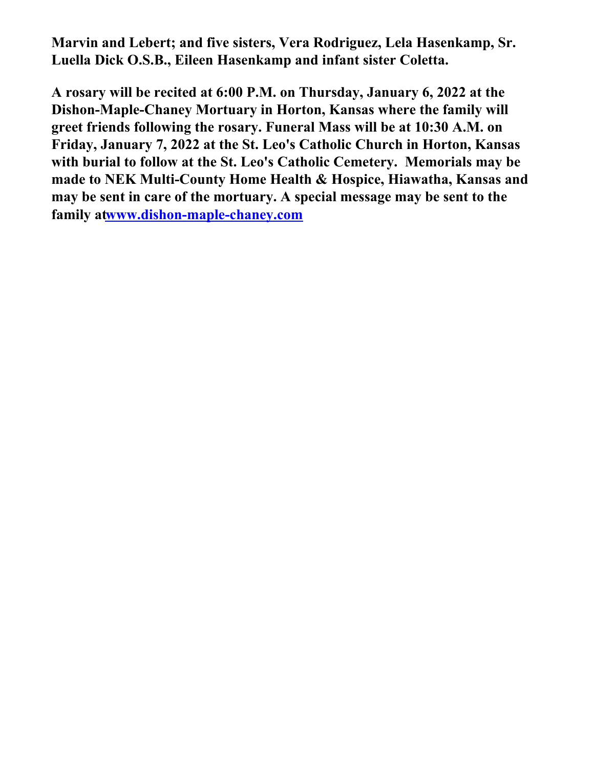**Marvin and Lebert; and five sisters, Vera Rodriguez, Lela Hasenkamp, Sr. Luella Dick O.S.B., Eileen Hasenkamp and infant sister Coletta.**

**A rosary will be recited at 6:00 P.M. on Thursday, January 6, 2022 at the Dishon-Maple-Chaney Mortuary in Horton, Kansas where the family will greet friends following the rosary. Funeral Mass will be at 10:30 A.M. on Friday, January 7, 2022 at the St. Leo's Catholic Church in Horton, Kansas with burial to follow at the St. Leo's Catholic Cemetery.  Memorials may be made to NEK Multi-County Home Health & Hospice, Hiawatha, Kansas and may be sent in care of the mortuary. A special message may be sent to the family at[www.dishon-maple-chaney.com](http://www.dishon-maple-chaney.com)**